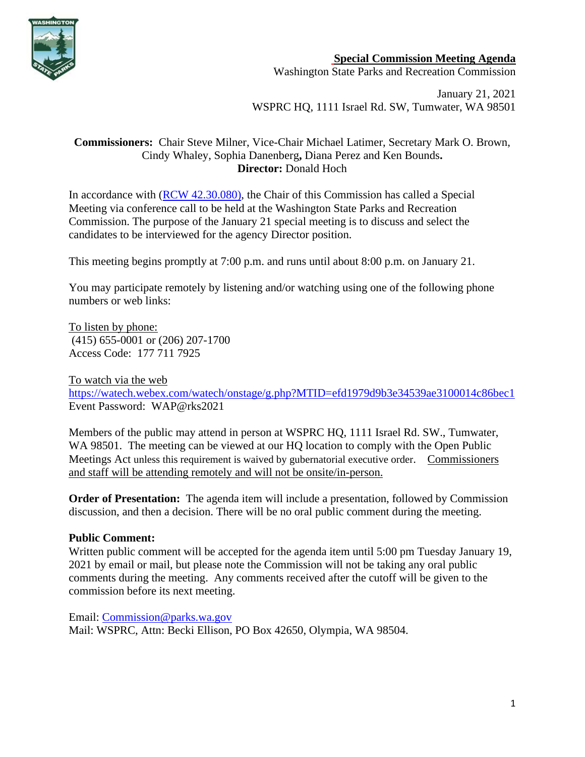# Special Commission Meeting Agenda

Washington State Parks and Recreation Commission

January 21, 2021
WSPRC HQ, 1111 Israel Rd. SW, Tumwater, WA 98501

**Commissioners:** Chair Steve Milner, Vice-Chair Michael Latimer, Secretary Mark O. Brown, Cindy Whaley, Sophia Danenberg**,** Diana Perez and Ken Bounds**.**
**Director:** Donald Hoch

In accordance with (RCW 42.30.080), the Chair of this Commission has called a Special Meeting via conference call to be held at the Washington State Parks and Recreation Commission. The purpose of the January 21 special meeting is to discuss and select the candidates to be interviewed for the agency Director position.

This meeting begins promptly at 7:00 p.m. and runs until about 8:00 p.m. on January 21.

You may participate remotely by listening and/or watching using one of the following phone numbers or web links:

To listen by phone:
(415) 655-0001 or (206) 207-1700
Access Code: 177 711 7925

To watch via the web
https://watech.webex.com/watech/onstage/g.php?MTID=efd1979d9b3e34539ae3100014c86bec1
Event Password: WAP@rks2021

Members of the public may attend in person at WSPRC HQ, 1111 Israel Rd. SW., Tumwater, WA 98501. The meeting can be viewed at our HQ location to comply with the Open Public Meetings Act unless this requirement is waived by gubernatorial executive order. Commissioners and staff will be attending remotely and will not be onsite/in-person.

**Order of Presentation:** The agenda item will include a presentation, followed by Commission discussion, and then a decision. There will be no oral public comment during the meeting.

**Public Comment:**
Written public comment will be accepted for the agenda item until 5:00 pm Tuesday January 19, 2021 by email or mail, but please note the Commission will not be taking any oral public comments during the meeting. Any comments received after the cutoff will be given to the commission before its next meeting.

Email: Commission@parks.wa.gov
Mail: WSPRC, Attn: Becki Ellison, PO Box 42650, Olympia, WA 98504.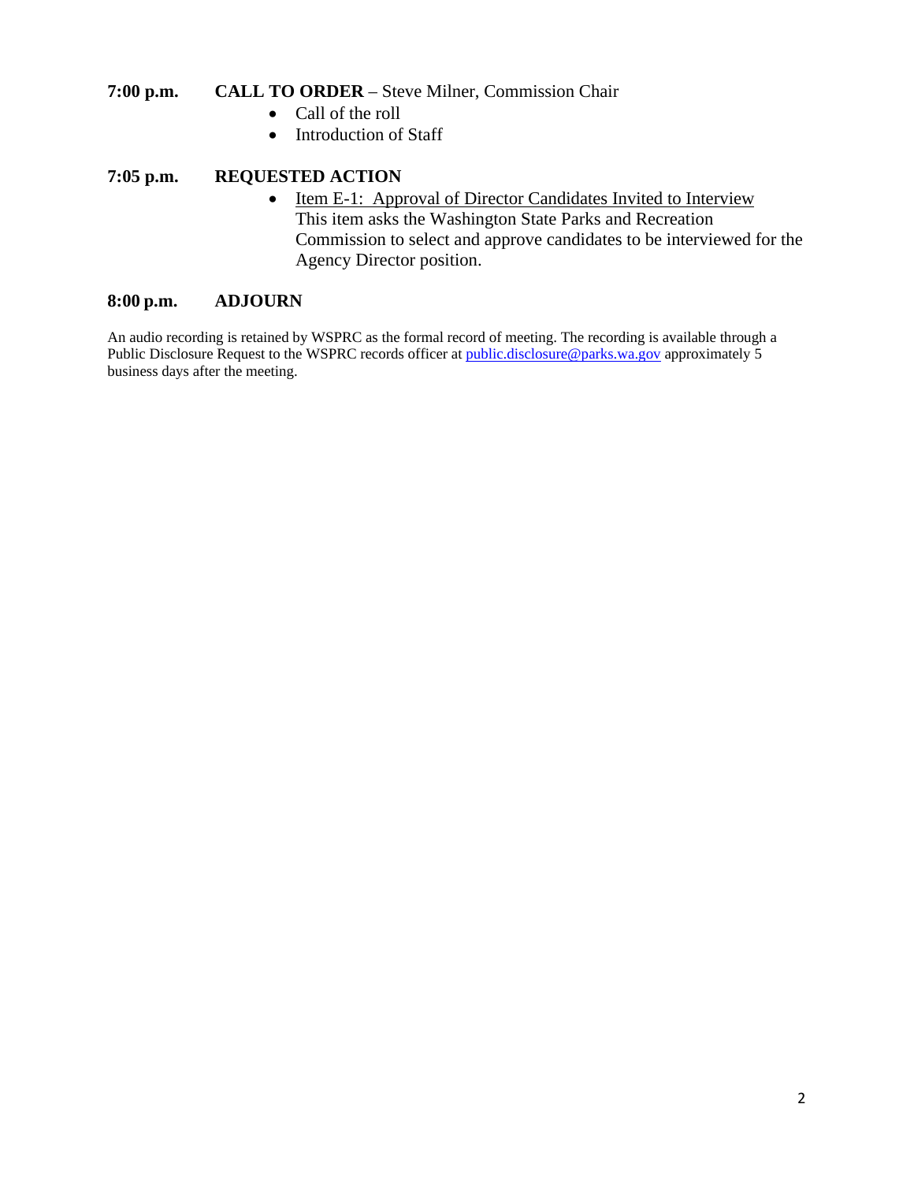**7:00 p.m.** **CALL TO ORDER** – Steve Milner, Commission Chair

- Call of the roll
- Introduction of Staff

**7:05 p.m.** **REQUESTED ACTION**

- Item E-1: Approval of Director Candidates Invited to Interview
  This item asks the Washington State Parks and Recreation Commission to select and approve candidates to be interviewed for the Agency Director position.

**8:00 p.m.** **ADJOURN**

An audio recording is retained by WSPRC as the formal record of meeting. The recording is available through a Public Disclosure Request to the WSPRC records officer at public.disclosure@parks.wa.gov approximately 5 business days after the meeting.